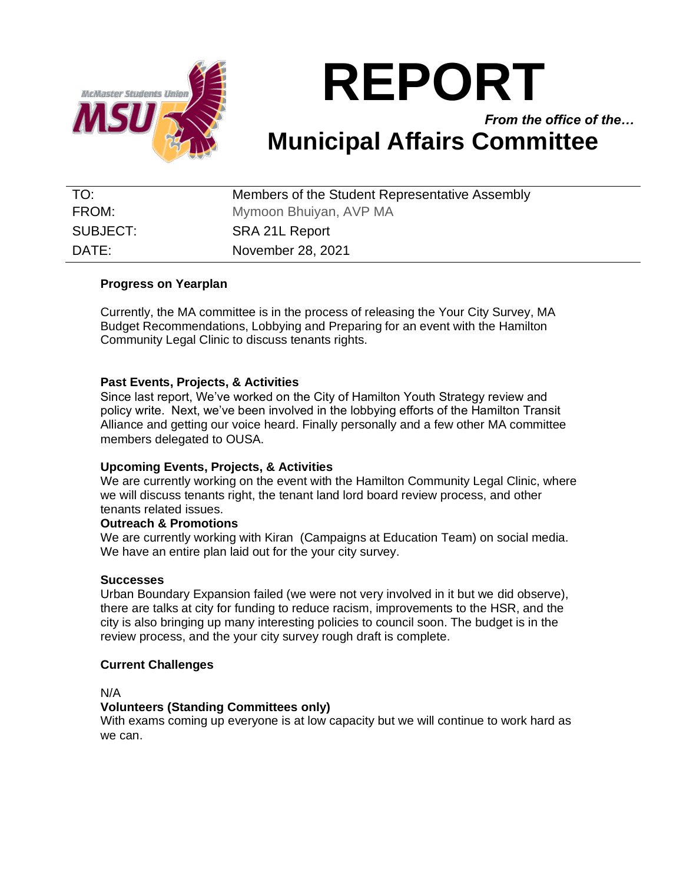# REPORT

***From the office of the…***

# Municipal Affairs Committee

| TO: | Members of the Student Representative Assembly |
|---|---|
| FROM: | Mymoon Bhuiyan, AVP MA |
| SUBJECT: | SRA 21L Report |
| DATE: | November 28, 2021 |

**Progress on Yearplan**

Currently, the MA committee is in the process of releasing the Your City Survey, MA Budget Recommendations, Lobbying and Preparing for an event with the Hamilton Community Legal Clinic to discuss tenants rights.

**Past Events, Projects, & Activities**

Since last report, We've worked on the City of Hamilton Youth Strategy review and policy write. Next, we've been involved in the lobbying efforts of the Hamilton Transit Alliance and getting our voice heard. Finally personally and a few other MA committee members delegated to OUSA.

**Upcoming Events, Projects, & Activities**

We are currently working on the event with the Hamilton Community Legal Clinic, where we will discuss tenants right, the tenant land lord board review process, and other tenants related issues.

**Outreach & Promotions**

We are currently working with Kiran (Campaigns at Education Team) on social media. We have an entire plan laid out for the your city survey.

**Successes**

Urban Boundary Expansion failed (we were not very involved in it but we did observe), there are talks at city for funding to reduce racism, improvements to the HSR, and the city is also bringing up many interesting policies to council soon. The budget is in the review process, and the your city survey rough draft is complete.

**Current Challenges**

N/A

**Volunteers (Standing Committees only)**

With exams coming up everyone is at low capacity but we will continue to work hard as we can.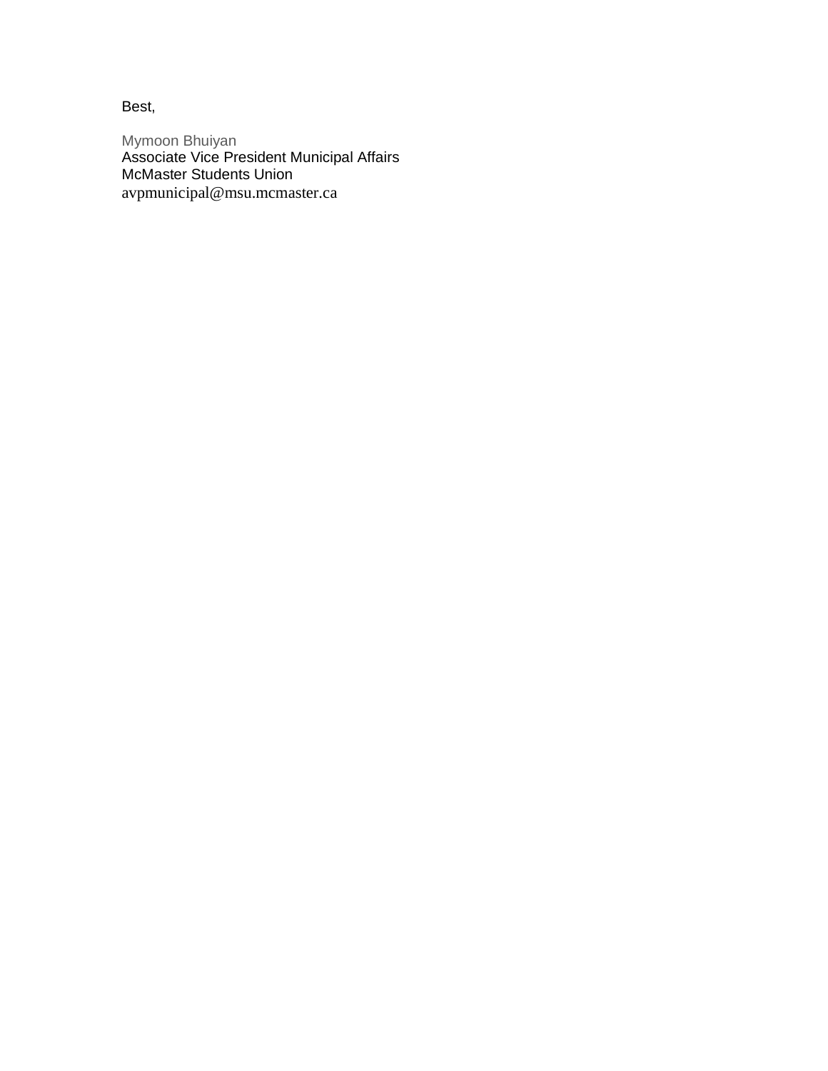Best,

Mymoon Bhuiyan
Associate Vice President Municipal Affairs
McMaster Students Union
avpmunicipal@msu.mcmaster.ca